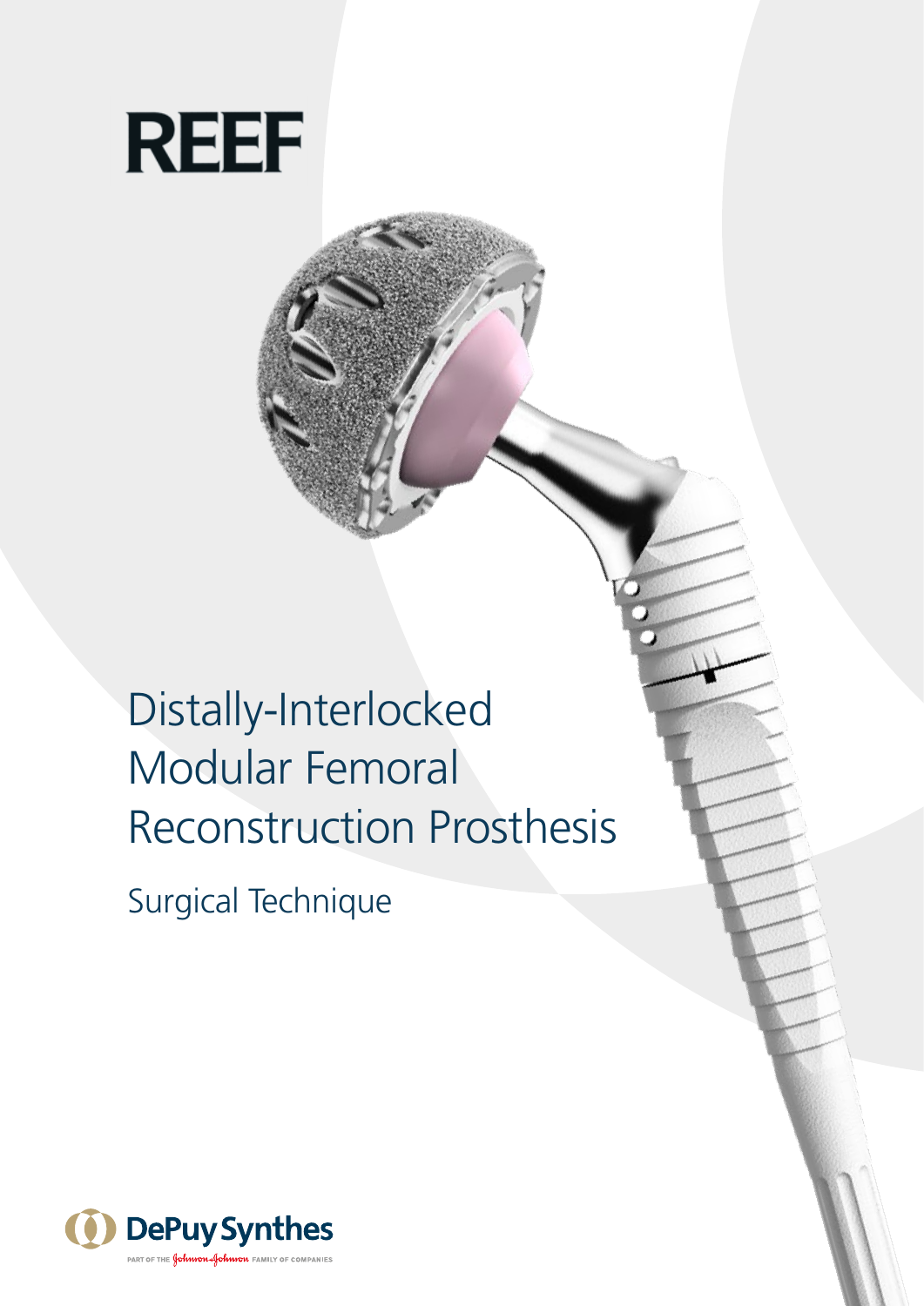# REEF

## Distally-Interlocked Modular Femoral Reconstruction Prosthesis

Surgical Technique

DePuy Synthes

PART OF THE Johnson & Johnson FAMILY OF COMPANIES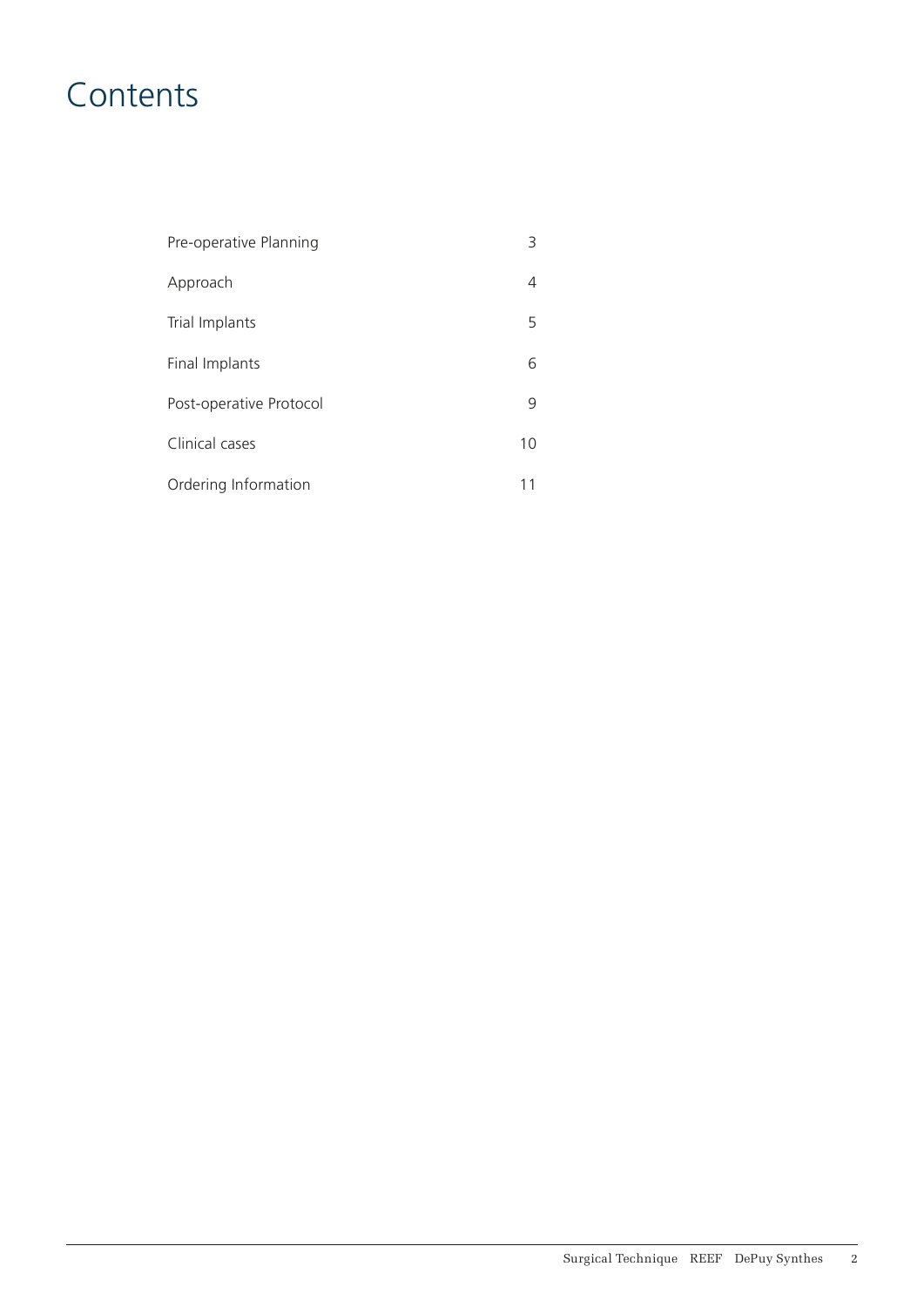# Contents

| | |
|---|---|
| Pre-operative Planning | 3 |
| Approach | 4 |
| Trial Implants | 5 |
| Final Implants | 6 |
| Post-operative Protocol | 9 |
| Clinical cases | 10 |
| Ordering Information | 11 |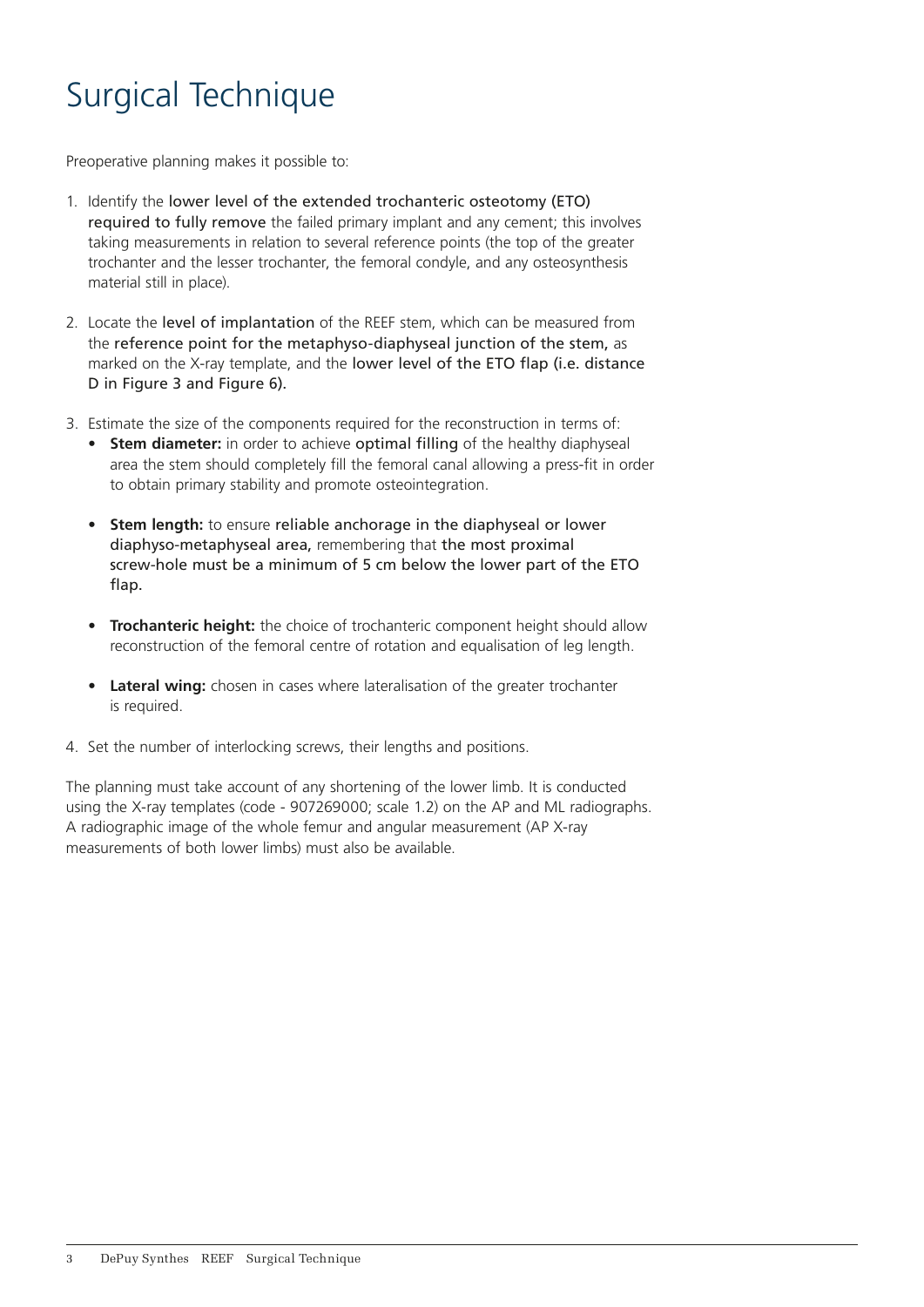# Surgical Technique

Preoperative planning makes it possible to:

1. Identify the lower level of the extended trochanteric osteotomy (ETO) required to fully remove the failed primary implant and any cement; this involves taking measurements in relation to several reference points (the top of the greater trochanter and the lesser trochanter, the femoral condyle, and any osteosynthesis material still in place).

2. Locate the level of implantation of the REEF stem, which can be measured from the reference point for the metaphyso-diaphyseal junction of the stem, as marked on the X-ray template, and the lower level of the ETO flap (i.e. distance D in Figure 3 and Figure 6).

3. Estimate the size of the components required for the reconstruction in terms of:
   - **Stem diameter:** in order to achieve optimal filling of the healthy diaphyseal area the stem should completely fill the femoral canal allowing a press-fit in order to obtain primary stability and promote osteointegration.
   - **Stem length:** to ensure reliable anchorage in the diaphyseal or lower diaphyso-metaphyseal area, remembering that the most proximal screw-hole must be a minimum of 5 cm below the lower part of the ETO flap.
   - **Trochanteric height:** the choice of trochanteric component height should allow reconstruction of the femoral centre of rotation and equalisation of leg length.
   - **Lateral wing:** chosen in cases where lateralisation of the greater trochanter is required.

4. Set the number of interlocking screws, their lengths and positions.

The planning must take account of any shortening of the lower limb. It is conducted using the X-ray templates (code - 907269000; scale 1.2) on the AP and ML radiographs. A radiographic image of the whole femur and angular measurement (AP X-ray measurements of both lower limbs) must also be available.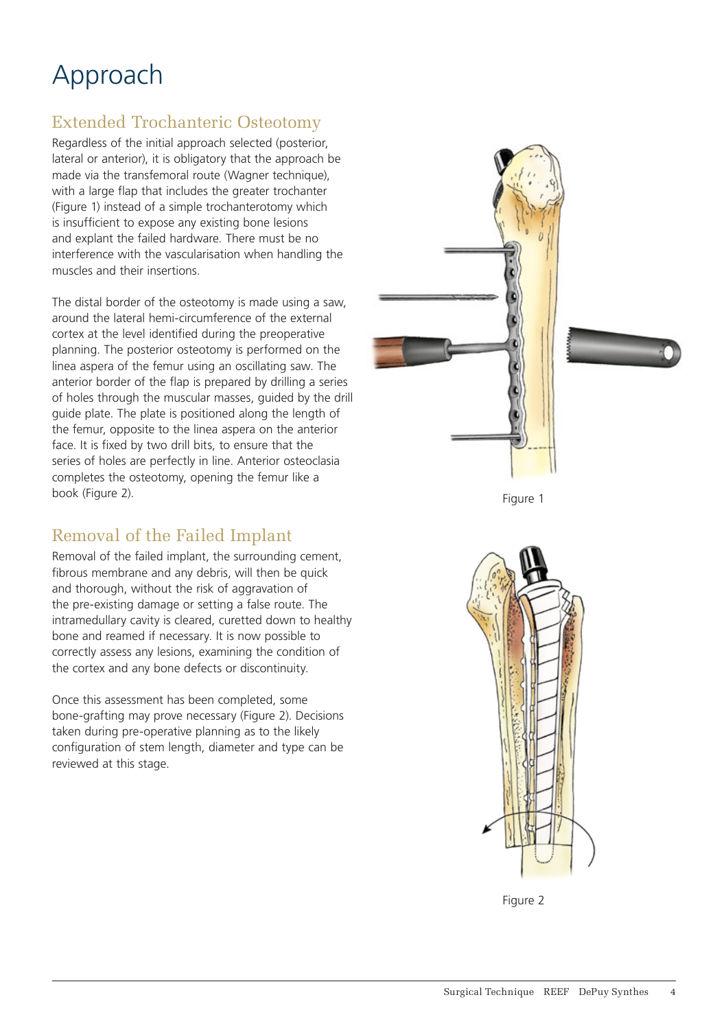# Approach

## Extended Trochanteric Osteotomy

Regardless of the initial approach selected (posterior, lateral or anterior), it is obligatory that the approach be made via the transfemoral route (Wagner technique), with a large flap that includes the greater trochanter (Figure 1) instead of a simple trochanterotomy which is insufficient to expose any existing bone lesions and explant the failed hardware. There must be no interference with the vascularisation when handling the muscles and their insertions.

The distal border of the osteotomy is made using a saw, around the lateral hemi-circumference of the external cortex at the level identified during the preoperative planning. The posterior osteotomy is performed on the linea aspera of the femur using an oscillating saw. The anterior border of the flap is prepared by drilling a series of holes through the muscular masses, guided by the drill guide plate. The plate is positioned along the length of the femur, opposite to the linea aspera on the anterior face. It is fixed by two drill bits, to ensure that the series of holes are perfectly in line. Anterior osteoclasia completes the osteotomy, opening the femur like a book (Figure 2).

Figure 1

## Removal of the Failed Implant

Removal of the failed implant, the surrounding cement, fibrous membrane and any debris, will then be quick and thorough, without the risk of aggravation of the pre-existing damage or setting a false route. The intramedullary cavity is cleared, curetted down to healthy bone and reamed if necessary. It is now possible to correctly assess any lesions, examining the condition of the cortex and any bone defects or discontinuity.

Once this assessment has been completed, some bone-grafting may prove necessary (Figure 2). Decisions taken during pre-operative planning as to the likely configuration of stem length, diameter and type can be reviewed at this stage.

Figure 2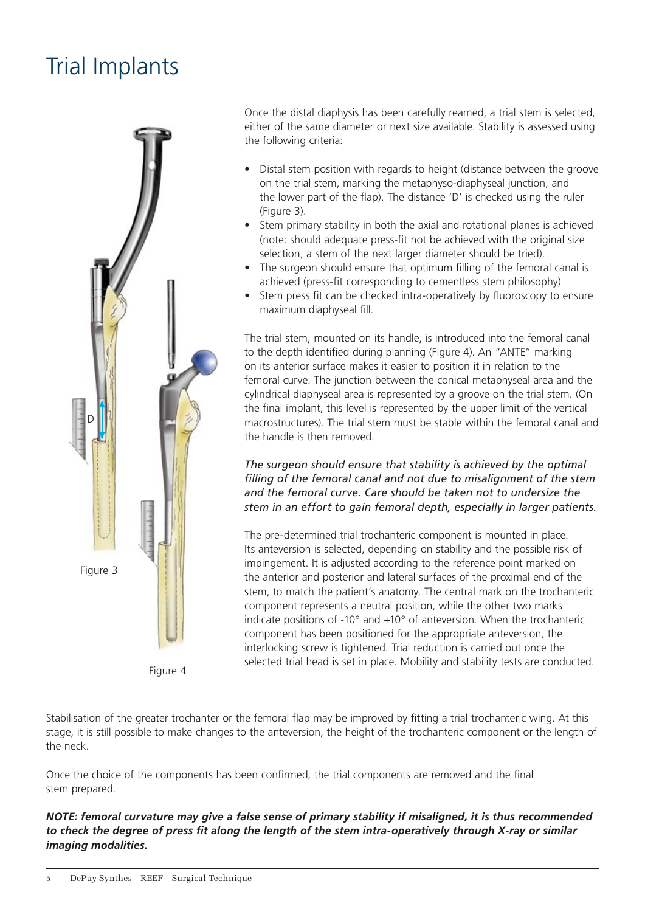# Trial Implants

Figure 3

Figure 4

Once the distal diaphysis has been carefully reamed, a trial stem is selected, either of the same diameter or next size available. Stability is assessed using the following criteria:

- Distal stem position with regards to height (distance between the groove on the trial stem, marking the metaphyso-diaphyseal junction, and the lower part of the flap). The distance 'D' is checked using the ruler (Figure 3).
- Stem primary stability in both the axial and rotational planes is achieved (note: should adequate press-fit not be achieved with the original size selection, a stem of the next larger diameter should be tried).
- The surgeon should ensure that optimum filling of the femoral canal is achieved (press-fit corresponding to cementless stem philosophy)
- Stem press fit can be checked intra-operatively by fluoroscopy to ensure maximum diaphyseal fill.

The trial stem, mounted on its handle, is introduced into the femoral canal to the depth identified during planning (Figure 4). An "ANTE" marking on its anterior surface makes it easier to position it in relation to the femoral curve. The junction between the conical metaphyseal area and the cylindrical diaphyseal area is represented by a groove on the trial stem. (On the final implant, this level is represented by the upper limit of the vertical macrostructures). The trial stem must be stable within the femoral canal and the handle is then removed.

*The surgeon should ensure that stability is achieved by the optimal filling of the femoral canal and not due to misalignment of the stem and the femoral curve. Care should be taken not to undersize the stem in an effort to gain femoral depth, especially in larger patients.*

The pre-determined trial trochanteric component is mounted in place. Its anteversion is selected, depending on stability and the possible risk of impingement. It is adjusted according to the reference point marked on the anterior and posterior and lateral surfaces of the proximal end of the stem, to match the patient's anatomy. The central mark on the trochanteric component represents a neutral position, while the other two marks indicate positions of -10° and +10° of anteversion. When the trochanteric component has been positioned for the appropriate anteversion, the interlocking screw is tightened. Trial reduction is carried out once the selected trial head is set in place. Mobility and stability tests are conducted.

Stabilisation of the greater trochanter or the femoral flap may be improved by fitting a trial trochanteric wing. At this stage, it is still possible to make changes to the anteversion, the height of the trochanteric component or the length of the neck.

Once the choice of the components has been confirmed, the trial components are removed and the final stem prepared.

***NOTE: femoral curvature may give a false sense of primary stability if misaligned, it is thus recommended to check the degree of press fit along the length of the stem intra-operatively through X-ray or similar imaging modalities.***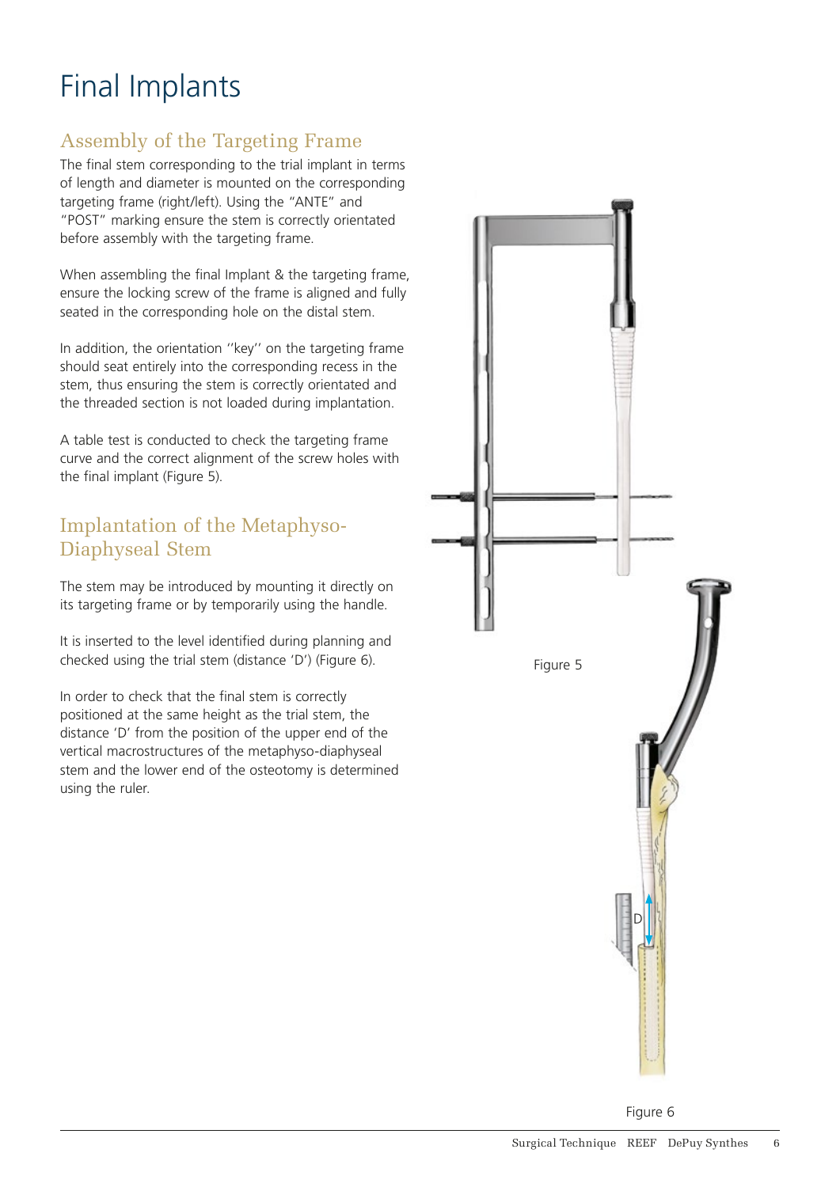# Final Implants

## Assembly of the Targeting Frame

The final stem corresponding to the trial implant in terms of length and diameter is mounted on the corresponding targeting frame (right/left). Using the "ANTE" and "POST" marking ensure the stem is correctly orientated before assembly with the targeting frame.

When assembling the final Implant & the targeting frame, ensure the locking screw of the frame is aligned and fully seated in the corresponding hole on the distal stem.

In addition, the orientation ''key'' on the targeting frame should seat entirely into the corresponding recess in the stem, thus ensuring the stem is correctly orientated and the threaded section is not loaded during implantation.

A table test is conducted to check the targeting frame curve and the correct alignment of the screw holes with the final implant (Figure 5).

## Implantation of the Metaphyso-Diaphyseal Stem

The stem may be introduced by mounting it directly on its targeting frame or by temporarily using the handle.

It is inserted to the level identified during planning and checked using the trial stem (distance 'D') (Figure 6).

In order to check that the final stem is correctly positioned at the same height as the trial stem, the distance 'D' from the position of the upper end of the vertical macrostructures of the metaphyso-diaphyseal stem and the lower end of the osteotomy is determined using the ruler.

Figure 5

Figure 6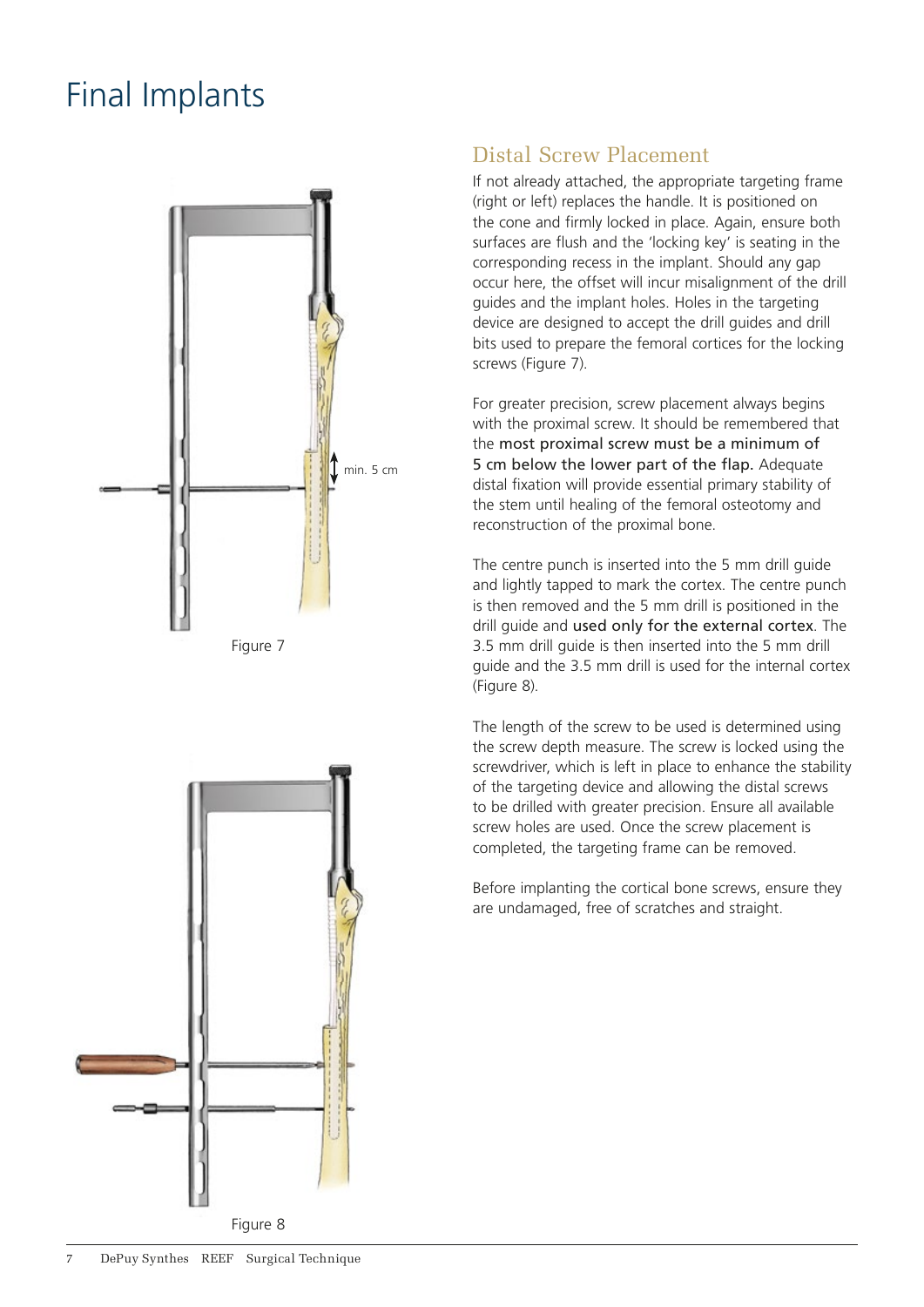# Final Implants

min. 5 cm

Figure 7

Figure 8

## Distal Screw Placement

If not already attached, the appropriate targeting frame (right or left) replaces the handle. It is positioned on the cone and firmly locked in place. Again, ensure both surfaces are flush and the 'locking key' is seating in the corresponding recess in the implant. Should any gap occur here, the offset will incur misalignment of the drill guides and the implant holes. Holes in the targeting device are designed to accept the drill guides and drill bits used to prepare the femoral cortices for the locking screws (Figure 7).

For greater precision, screw placement always begins with the proximal screw. It should be remembered that the **most proximal screw must be a minimum of 5 cm below the lower part of the flap.** Adequate distal fixation will provide essential primary stability of the stem until healing of the femoral osteotomy and reconstruction of the proximal bone.

The centre punch is inserted into the 5 mm drill guide and lightly tapped to mark the cortex. The centre punch is then removed and the 5 mm drill is positioned in the drill guide and **used only for the external cortex**. The 3.5 mm drill guide is then inserted into the 5 mm drill guide and the 3.5 mm drill is used for the internal cortex (Figure 8).

The length of the screw to be used is determined using the screw depth measure. The screw is locked using the screwdriver, which is left in place to enhance the stability of the targeting device and allowing the distal screws to be drilled with greater precision. Ensure all available screw holes are used. Once the screw placement is completed, the targeting frame can be removed.

Before implanting the cortical bone screws, ensure they are undamaged, free of scratches and straight.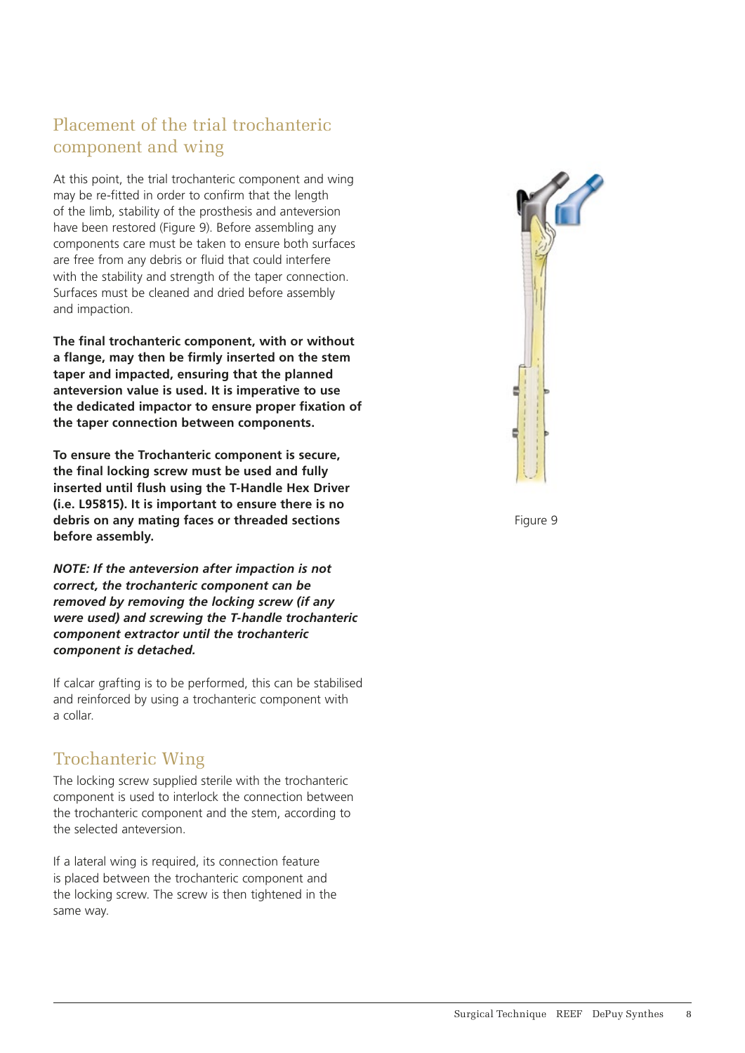## Placement of the trial trochanteric component and wing

At this point, the trial trochanteric component and wing may be re-fitted in order to confirm that the length of the limb, stability of the prosthesis and anteversion have been restored (Figure 9). Before assembling any components care must be taken to ensure both surfaces are free from any debris or fluid that could interfere with the stability and strength of the taper connection. Surfaces must be cleaned and dried before assembly and impaction.

**The final trochanteric component, with or without a flange, may then be firmly inserted on the stem taper and impacted, ensuring that the planned anteversion value is used. It is imperative to use the dedicated impactor to ensure proper fixation of the taper connection between components.**

**To ensure the Trochanteric component is secure, the final locking screw must be used and fully inserted until flush using the T-Handle Hex Driver (i.e. L95815). It is important to ensure there is no debris on any mating faces or threaded sections before assembly.**

***NOTE: If the anteversion after impaction is not correct, the trochanteric component can be removed by removing the locking screw (if any were used) and screwing the T-handle trochanteric component extractor until the trochanteric component is detached.***

If calcar grafting is to be performed, this can be stabilised and reinforced by using a trochanteric component with a collar.

Figure 9

## Trochanteric Wing

The locking screw supplied sterile with the trochanteric component is used to interlock the connection between the trochanteric component and the stem, according to the selected anteversion.

If a lateral wing is required, its connection feature is placed between the trochanteric component and the locking screw. The screw is then tightened in the same way.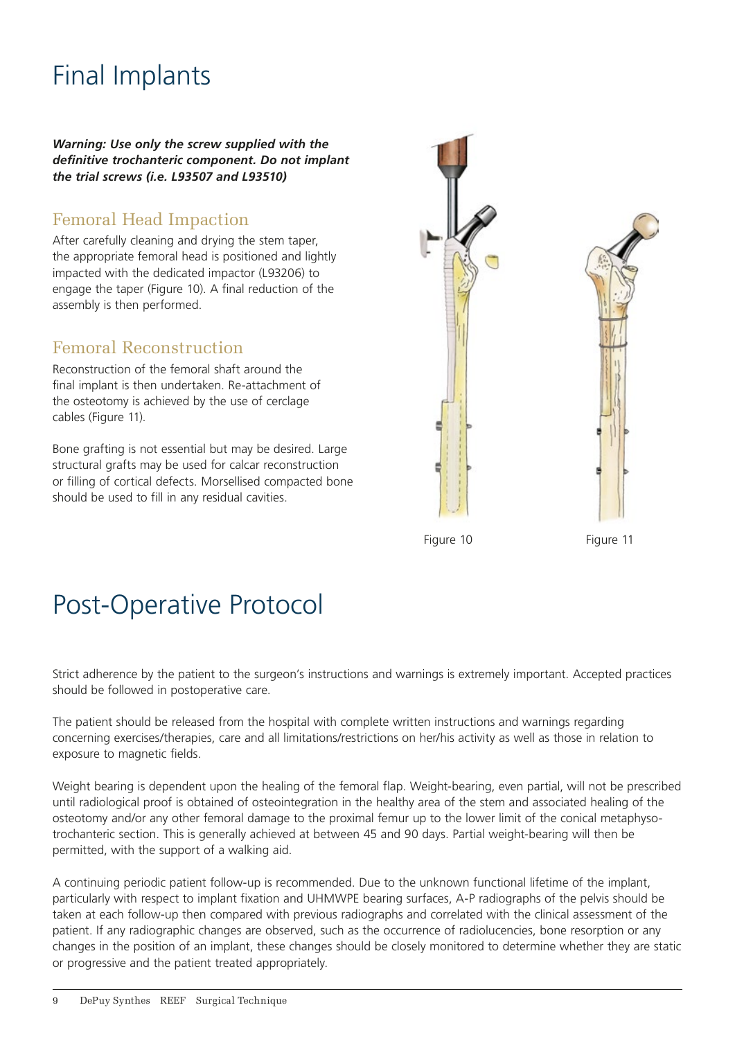# Final Implants

***Warning: Use only the screw supplied with the definitive trochanteric component. Do not implant the trial screws (i.e. L93507 and L93510)***

## Femoral Head Impaction

After carefully cleaning and drying the stem taper, the appropriate femoral head is positioned and lightly impacted with the dedicated impactor (L93206) to engage the taper (Figure 10). A final reduction of the assembly is then performed.

## Femoral Reconstruction

Reconstruction of the femoral shaft around the final implant is then undertaken. Re-attachment of the osteotomy is achieved by the use of cerclage cables (Figure 11).

Bone grafting is not essential but may be desired. Large structural grafts may be used for calcar reconstruction or filling of cortical defects. Morsellised compacted bone should be used to fill in any residual cavities.

Figure 10

Figure 11

# Post-Operative Protocol

Strict adherence by the patient to the surgeon's instructions and warnings is extremely important. Accepted practices should be followed in postoperative care.

The patient should be released from the hospital with complete written instructions and warnings regarding concerning exercises/therapies, care and all limitations/restrictions on her/his activity as well as those in relation to exposure to magnetic fields.

Weight bearing is dependent upon the healing of the femoral flap. Weight-bearing, even partial, will not be prescribed until radiological proof is obtained of osteointegration in the healthy area of the stem and associated healing of the osteotomy and/or any other femoral damage to the proximal femur up to the lower limit of the conical metaphyso-trochanteric section. This is generally achieved at between 45 and 90 days. Partial weight-bearing will then be permitted, with the support of a walking aid.

A continuing periodic patient follow-up is recommended. Due to the unknown functional lifetime of the implant, particularly with respect to implant fixation and UHMWPE bearing surfaces, A-P radiographs of the pelvis should be taken at each follow-up then compared with previous radiographs and correlated with the clinical assessment of the patient. If any radiographic changes are observed, such as the occurrence of radiolucencies, bone resorption or any changes in the position of an implant, these changes should be closely monitored to determine whether they are static or progressive and the patient treated appropriately.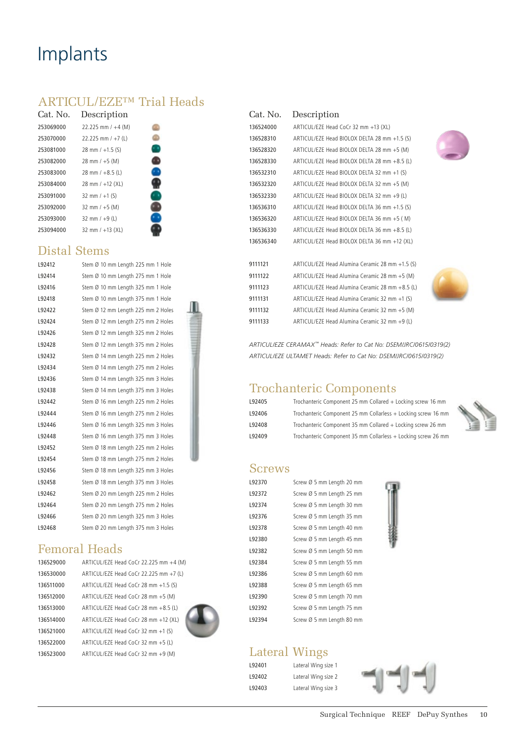# Implants

## ARTICUL/EZE™ Trial Heads

| Cat. No. | Description |
|---|---|
| 253069000 | 22.225 mm / +4 (M) |
| 253070000 | 22.225 mm / +7 (L) |
| 253081000 | 28 mm / +1.5 (S) |
| 253082000 | 28 mm / +5 (M) |
| 253083000 | 28 mm / +8.5 (L) |
| 253084000 | 28 mm / +12 (XL) |
| 253091000 | 32 mm / +1 (S) |
| 253092000 | 32 mm / +5 (M) |
| 253093000 | 32 mm / +9 (L) |
| 253094000 | 32 mm / +13 (XL) |

## Distal Stems

| Cat. No. | Description |
|---|---|
| L92412 | Stem Ø 10 mm Length 225 mm 1 Hole |
| L92414 | Stem Ø 10 mm Length 275 mm 1 Hole |
| L92416 | Stem Ø 10 mm Length 325 mm 1 Hole |
| L92418 | Stem Ø 10 mm Length 375 mm 1 Hole |
| L92422 | Stem Ø 12 mm Length 225 mm 2 Holes |
| L92424 | Stem Ø 12 mm Length 275 mm 2 Holes |
| L92426 | Stem Ø 12 mm Length 325 mm 2 Holes |
| L92428 | Stem Ø 12 mm Length 375 mm 2 Holes |
| L92432 | Stem Ø 14 mm Length 225 mm 2 Holes |
| L92434 | Stem Ø 14 mm Length 275 mm 2 Holes |
| L92436 | Stem Ø 14 mm Length 325 mm 3 Holes |
| L92438 | Stem Ø 14 mm Length 375 mm 3 Holes |
| L92442 | Stem Ø 16 mm Length 225 mm 2 Holes |
| L92444 | Stem Ø 16 mm Length 275 mm 2 Holes |
| L92446 | Stem Ø 16 mm Length 325 mm 3 Holes |
| L92448 | Stem Ø 16 mm Length 375 mm 3 Holes |
| L92452 | Stem Ø 18 mm Length 225 mm 2 Holes |
| L92454 | Stem Ø 18 mm Length 275 mm 2 Holes |
| L92456 | Stem Ø 18 mm Length 325 mm 3 Holes |
| L92458 | Stem Ø 18 mm Length 375 mm 3 Holes |
| L92462 | Stem Ø 20 mm Length 225 mm 2 Holes |
| L92464 | Stem Ø 20 mm Length 275 mm 2 Holes |
| L92466 | Stem Ø 20 mm Length 325 mm 3 Holes |
| L92468 | Stem Ø 20 mm Length 375 mm 3 Holes |

## Femoral Heads

| Cat. No. | Description |
|---|---|
| 136529000 | ARTICUL/EZE Head CoCr 22.225 mm +4 (M) |
| 136530000 | ARTICUL/EZE Head CoCr 22.225 mm +7 (L) |
| 136511000 | ARTICUL/EZE Head CoCr 28 mm +1.5 (S) |
| 136512000 | ARTICUL/EZE Head CoCr 28 mm +5 (M) |
| 136513000 | ARTICUL/EZE Head CoCr 28 mm +8.5 (L) |
| 136514000 | ARTICUL/EZE Head CoCr 28 mm +12 (XL) |
| 136521000 | ARTICUL/EZE Head CoCr 32 mm +1 (S) |
| 136522000 | ARTICUL/EZE Head CoCr 32 mm +5 (L) |
| 136523000 | ARTICUL/EZE Head CoCr 32 mm +9 (M) |
| 136524000 | ARTICUL/EZE Head CoCr 32 mm +13 (XL) |
| 136528310 | ARTICUL/EZE Head BIOLOX DELTA 28 mm +1.5 (S) |
| 136528320 | ARTICUL/EZE Head BIOLOX DELTA 28 mm +5 (M) |
| 136528330 | ARTICUL/EZE Head BIOLOX DELTA 28 mm +8.5 (L) |
| 136532310 | ARTICUL/EZE Head BIOLOX DELTA 32 mm +1 (S) |
| 136532320 | ARTICUL/EZE Head BIOLOX DELTA 32 mm +5 (M) |
| 136532330 | ARTICUL/EZE Head BIOLOX DELTA 32 mm +9 (L) |
| 136536310 | ARTICUL/EZE Head BIOLOX DELTA 36 mm +1.5 (S) |
| 136536320 | ARTICUL/EZE Head BIOLOX DELTA 36 mm +5 ( M) |
| 136536330 | ARTICUL/EZE Head BIOLOX DELTA 36 mm +8.5 (L) |
| 136536340 | ARTICUL/EZE Head BIOLOX DELTA 36 mm +12 (XL) |
| 9111121 | ARTICUL/EZE Head Alumina Ceramic 28 mm +1.5 (S) |
| 9111122 | ARTICUL/EZE Head Alumina Ceramic 28 mm +5 (M) |
| 9111123 | ARTICUL/EZE Head Alumina Ceramic 28 mm +8.5 (L) |
| 9111131 | ARTICUL/EZE Head Alumina Ceramic 32 mm +1 (S) |
| 9111132 | ARTICUL/EZE Head Alumina Ceramic 32 mm +5 (M) |
| 9111133 | ARTICUL/EZE Head Alumina Ceramic 32 mm +9 (L) |

*ARTICUL/EZE CERAMAX™ Heads: Refer to Cat No: DSEM/JRC/0615/0319(2)*
*ARTICUL/EZE ULTAMET Heads: Refer to Cat No: DSEM/JRC/0615/0319(2)*

## Trochanteric Components

| Cat. No. | Description |
|---|---|
| L92405 | Trochanteric Component 25 mm Collared + Locking screw 16 mm |
| L92406 | Trochanteric Component 25 mm Collarless + Locking screw 16 mm |
| L92408 | Trochanteric Component 35 mm Collared + Locking screw 26 mm |
| L92409 | Trochanteric Component 35 mm Collarless + Locking screw 26 mm |

## Screws

| Cat. No. | Description |
|---|---|
| L92370 | Screw Ø 5 mm Length 20 mm |
| L92372 | Screw Ø 5 mm Length 25 mm |
| L92374 | Screw Ø 5 mm Length 30 mm |
| L92376 | Screw Ø 5 mm Length 35 mm |
| L92378 | Screw Ø 5 mm Length 40 mm |
| L92380 | Screw Ø 5 mm Length 45 mm |
| L92382 | Screw Ø 5 mm Length 50 mm |
| L92384 | Screw Ø 5 mm Length 55 mm |
| L92386 | Screw Ø 5 mm Length 60 mm |
| L92388 | Screw Ø 5 mm Length 65 mm |
| L92390 | Screw Ø 5 mm Length 70 mm |
| L92392 | Screw Ø 5 mm Length 75 mm |
| L92394 | Screw Ø 5 mm Length 80 mm |

## Lateral Wings

| Cat. No. | Description |
|---|---|
| L92401 | Lateral Wing size 1 |
| L92402 | Lateral Wing size 2 |
| L92403 | Lateral Wing size 3 |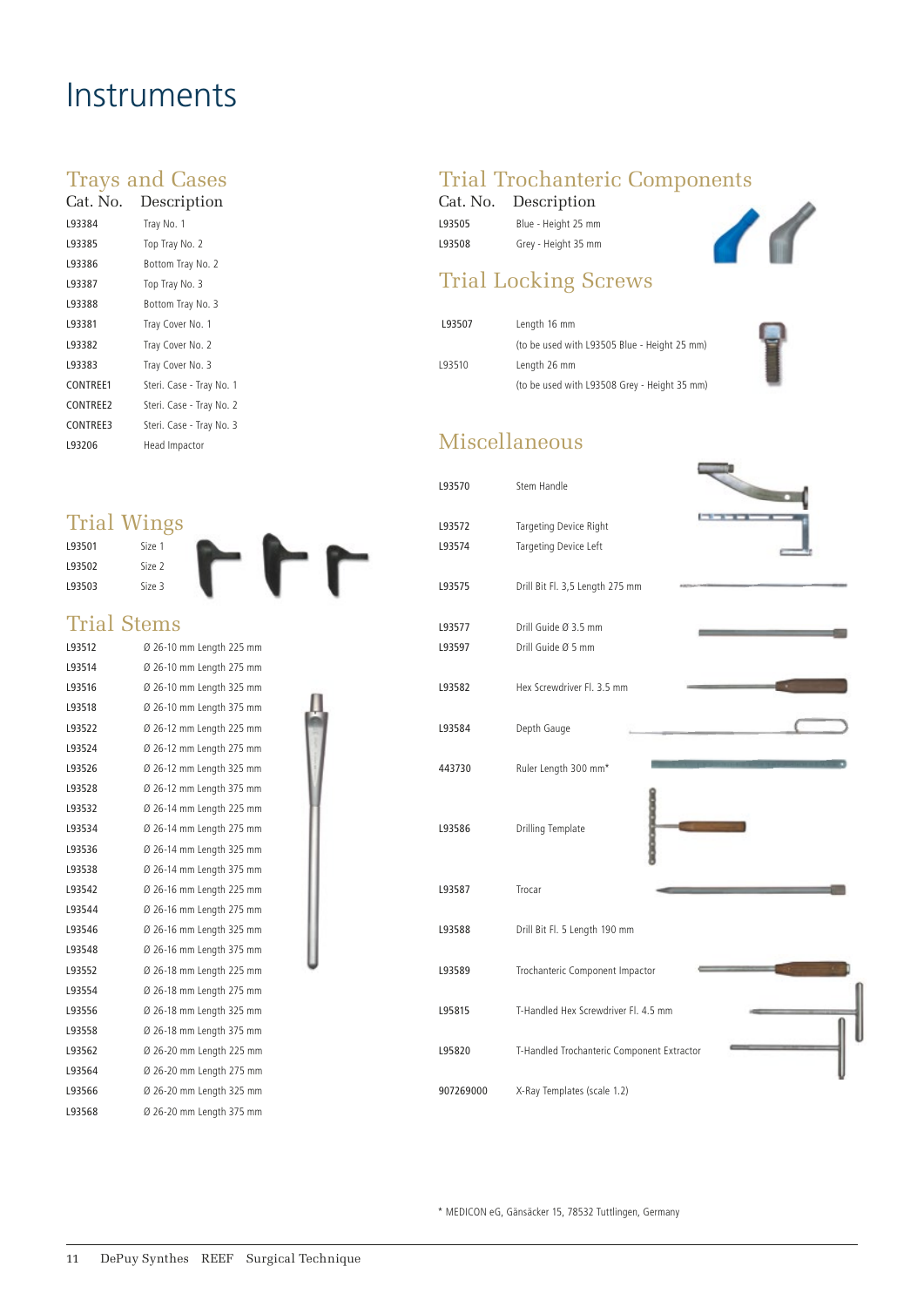# Instruments

## Trays and Cases

| Cat. No. | Description |
|---|---|
| L93384 | Tray No. 1 |
| L93385 | Top Tray No. 2 |
| L93386 | Bottom Tray No. 2 |
| L93387 | Top Tray No. 3 |
| L93388 | Bottom Tray No. 3 |
| L93381 | Tray Cover No. 1 |
| L93382 | Tray Cover No. 2 |
| L93383 | Tray Cover No. 3 |
| CONTREE1 | Steri. Case - Tray No. 1 |
| CONTREE2 | Steri. Case - Tray No. 2 |
| CONTREE3 | Steri. Case - Tray No. 3 |
| L93206 | Head Impactor |

## Trial Wings

| | |
|---|---|
| L93501 | Size 1 |
| L93502 | Size 2 |
| L93503 | Size 3 |

## Trial Stems

| | |
|---|---|
| L93512 | Ø 26-10 mm Length 225 mm |
| L93514 | Ø 26-10 mm Length 275 mm |
| L93516 | Ø 26-10 mm Length 325 mm |
| L93518 | Ø 26-10 mm Length 375 mm |
| L93522 | Ø 26-12 mm Length 225 mm |
| L93524 | Ø 26-12 mm Length 275 mm |
| L93526 | Ø 26-12 mm Length 325 mm |
| L93528 | Ø 26-12 mm Length 375 mm |
| L93532 | Ø 26-14 mm Length 225 mm |
| L93534 | Ø 26-14 mm Length 275 mm |
| L93536 | Ø 26-14 mm Length 325 mm |
| L93538 | Ø 26-14 mm Length 375 mm |
| L93542 | Ø 26-16 mm Length 225 mm |
| L93544 | Ø 26-16 mm Length 275 mm |
| L93546 | Ø 26-16 mm Length 325 mm |
| L93548 | Ø 26-16 mm Length 375 mm |
| L93552 | Ø 26-18 mm Length 225 mm |
| L93554 | Ø 26-18 mm Length 275 mm |
| L93556 | Ø 26-18 mm Length 325 mm |
| L93558 | Ø 26-18 mm Length 375 mm |
| L93562 | Ø 26-20 mm Length 225 mm |
| L93564 | Ø 26-20 mm Length 275 mm |
| L93566 | Ø 26-20 mm Length 325 mm |
| L93568 | Ø 26-20 mm Length 375 mm |

## Trial Trochanteric Components

| Cat. No. | Description |
|---|---|
| L93505 | Blue - Height 25 mm |
| L93508 | Grey - Height 35 mm |

## Trial Locking Screws

| | |
|---|---|
| L93507 | Length 16 mm (to be used with L93505 Blue - Height 25 mm) |
| L93510 | Length 26 mm (to be used with L93508 Grey - Height 35 mm) |

## Miscellaneous

| | |
|---|---|
| L93570 | Stem Handle |
| L93572 | Targeting Device Right |
| L93574 | Targeting Device Left |
| L93575 | Drill Bit Fl. 3,5 Length 275 mm |
| L93577 | Drill Guide Ø 3.5 mm |
| L93597 | Drill Guide Ø 5 mm |
| L93582 | Hex Screwdriver Fl. 3.5 mm |
| L93584 | Depth Gauge |
| 443730 | Ruler Length 300 mm* |
| L93586 | Drilling Template |
| L93587 | Trocar |
| L93588 | Drill Bit Fl. 5 Length 190 mm |
| L93589 | Trochanteric Component Impactor |
| L95815 | T-Handled Hex Screwdriver Fl. 4.5 mm |
| L95820 | T-Handled Trochanteric Component Extractor |
| 907269000 | X-Ray Templates (scale 1.2) |

* MEDICON eG, Gänsäcker 15, 78532 Tuttlingen, Germany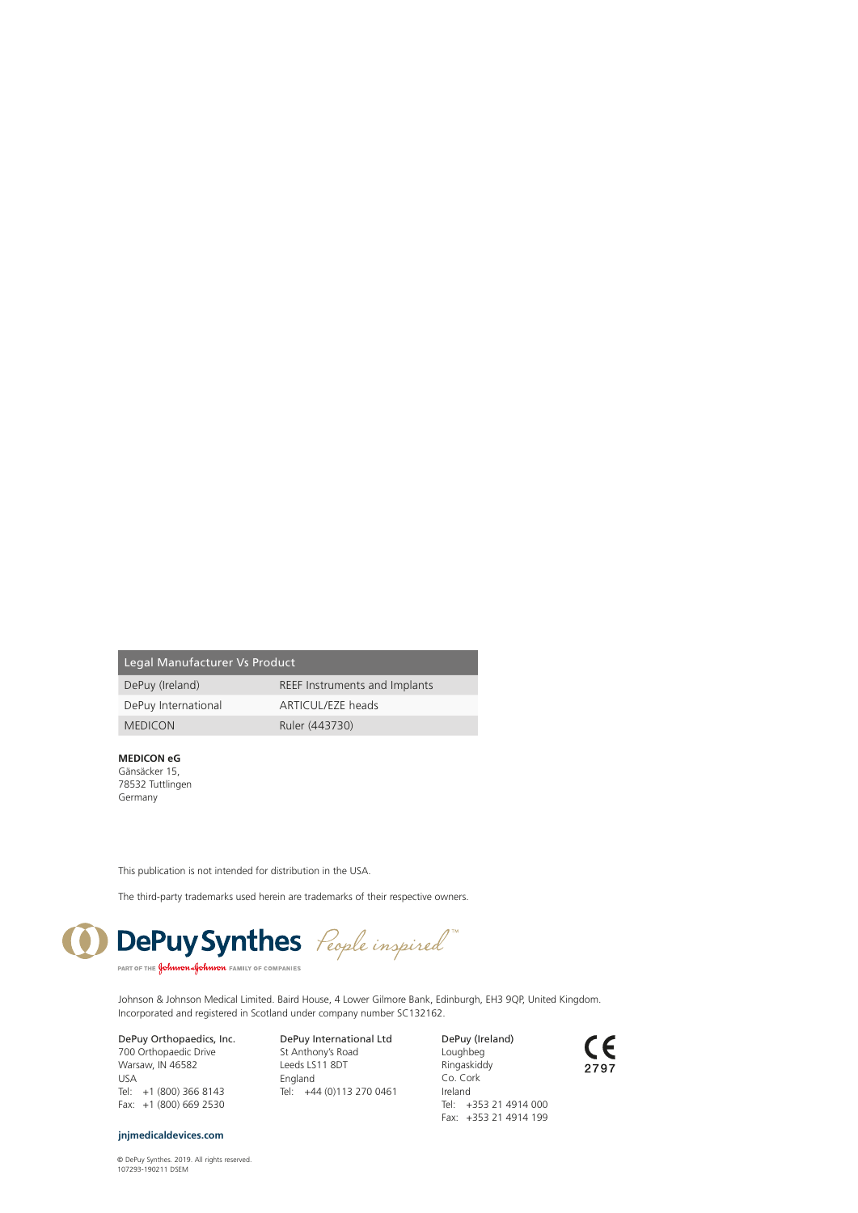| Legal Manufacturer Vs Product | |
|---|---|
| DePuy (Ireland) | REEF Instruments and Implants |
| DePuy International | ARTICUL/EZE heads |
| MEDICON | Ruler (443730) |

**MEDICON eG**
Gänsäcker 15,
78532 Tuttlingen
Germany

This publication is not intended for distribution in the USA.

The third-party trademarks used herein are trademarks of their respective owners.

DePuy Synthes *People inspired*™

PART OF THE Johnson & Johnson FAMILY OF COMPANIES

Johnson & Johnson Medical Limited. Baird House, 4 Lower Gilmore Bank, Edinburgh, EH3 9QP, United Kingdom. Incorporated and registered in Scotland under company number SC132162.

DePuy Orthopaedics, Inc.
700 Orthopaedic Drive
Warsaw, IN 46582
USA
Tel: +1 (800) 366 8143
Fax: +1 (800) 669 2530

DePuy International Ltd
St Anthony's Road
Leeds LS11 8DT
England
Tel: +44 (0)113 270 0461

DePuy (Ireland)
Loughbeg
Ringaskiddy
Co. Cork
Ireland
Tel: +353 21 4914 000
Fax: +353 21 4914 199

CE 2797

**jnjmedicaldevices.com**

© DePuy Synthes. 2019. All rights reserved.
107293-190211 DSEM